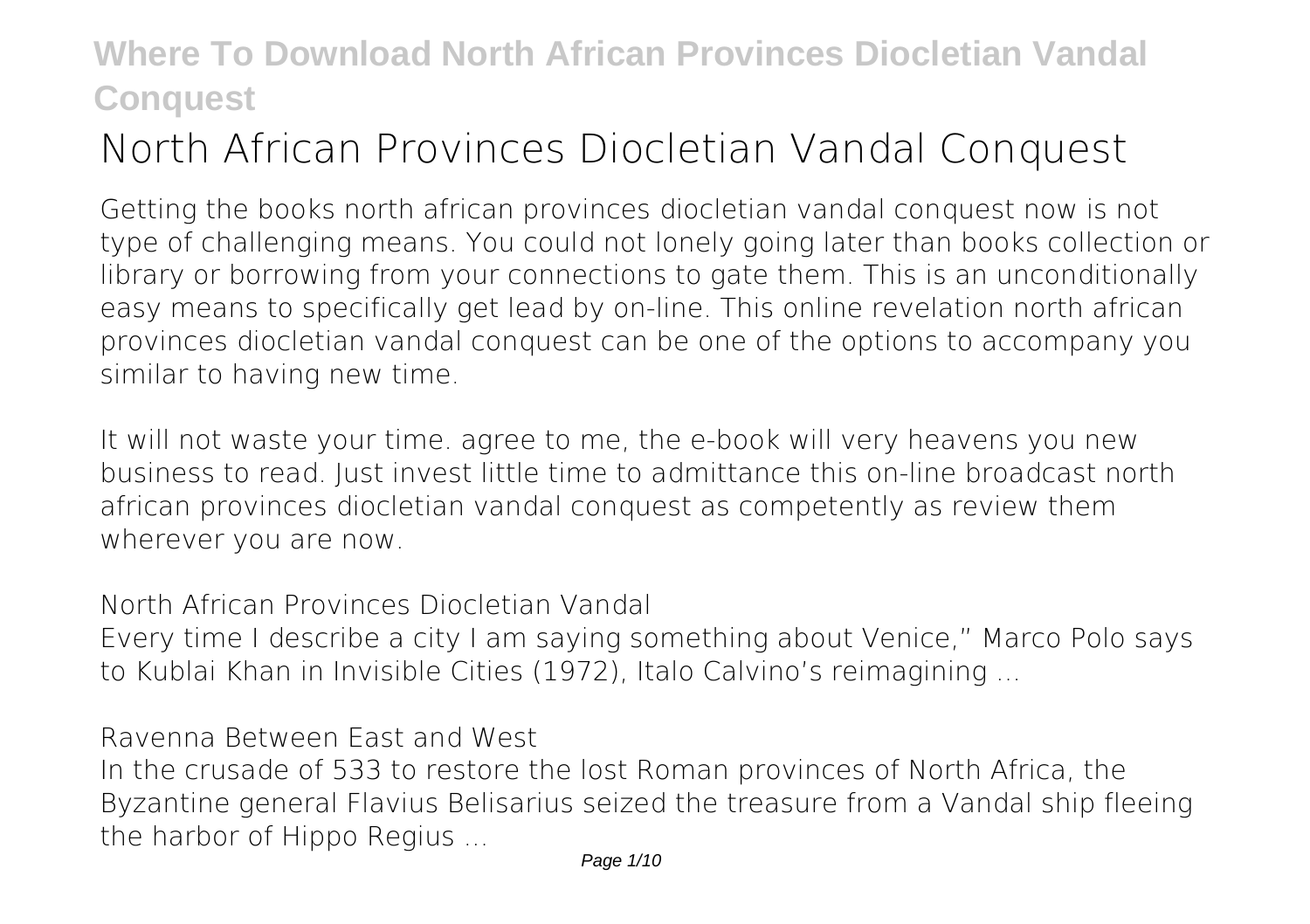# North African Provinces Diocletian Vandal Conquest

Getting the books north african provinces diocletian vandal conquest now is not type of challenging means. You could not lonely going later than books collection or library or borrowing from your connections to gate them. This is an unconditionally easy means to specifically get lead by on-line. This online revelation north african provinces diocletian vandal conquest can be one of the options to accompany you similar to having new time.

It will not waste your time. agree to me, the e-book will very heavens you new business to read. Just invest little time to admittance this on-line broadcast north african provinces diocletian vandal conquest as competently as review them wherever you are now.

**North African Provinces Diocletian Vandal**

Every time I describe a city I am saying something about Venice," Marco Polo says to Kublai Khan in Invisible Cities (1972), Italo Calvino's reimagining ...

**Ravenna Between East and West**

In the crusade of 533 to restore the lost Roman provinces of North Africa, the Byzantine general Flavius Belisarius seized the treasure from a Vandal ship fleeing the harbor of Hippo Regius ...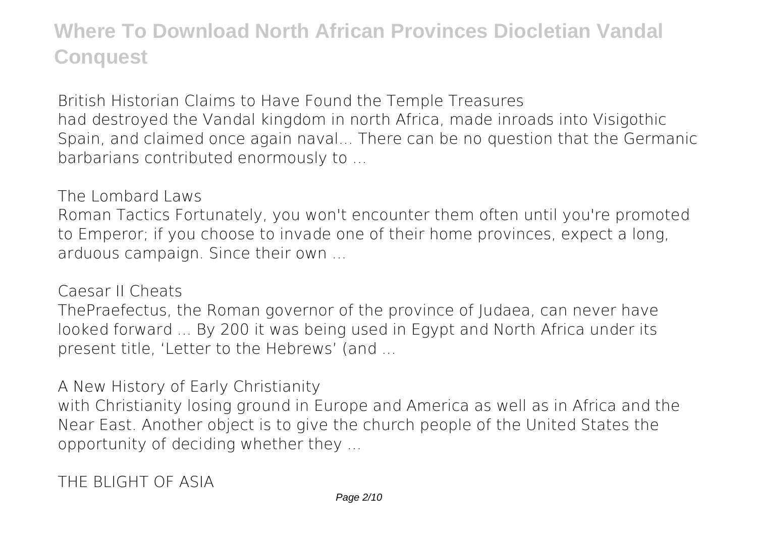# Where To Download North African Provinces Diocletian Vandal Conquest

*British Historian Claims to Have Found the Temple Treasures*

had destroyed the Vandal kingdom in north Africa, made inroads into Visigothic Spain, and claimed once again naval... There can be no question that the Germanic barbarians contributed enormously to ...

*The Lombard Laws*

Roman Tactics Fortunately, you won't encounter them often until you're promoted to Emperor; if you choose to invade one of their home provinces, expect a long, arduous campaign. Since their own ...

*Caesar II Cheats*

ThePraefectus, the Roman governor of the province of Judaea, can never have looked forward ... By 200 it was being used in Egypt and North Africa under its present title, 'Letter to the Hebrews' (and ...

*A New History of Early Christianity*

with Christianity losing ground in Europe and America as well as in Africa and the Near East. Another object is to give the church people of the United States the opportunity of deciding whether they ...

*THE BLIGHT OF ASIA*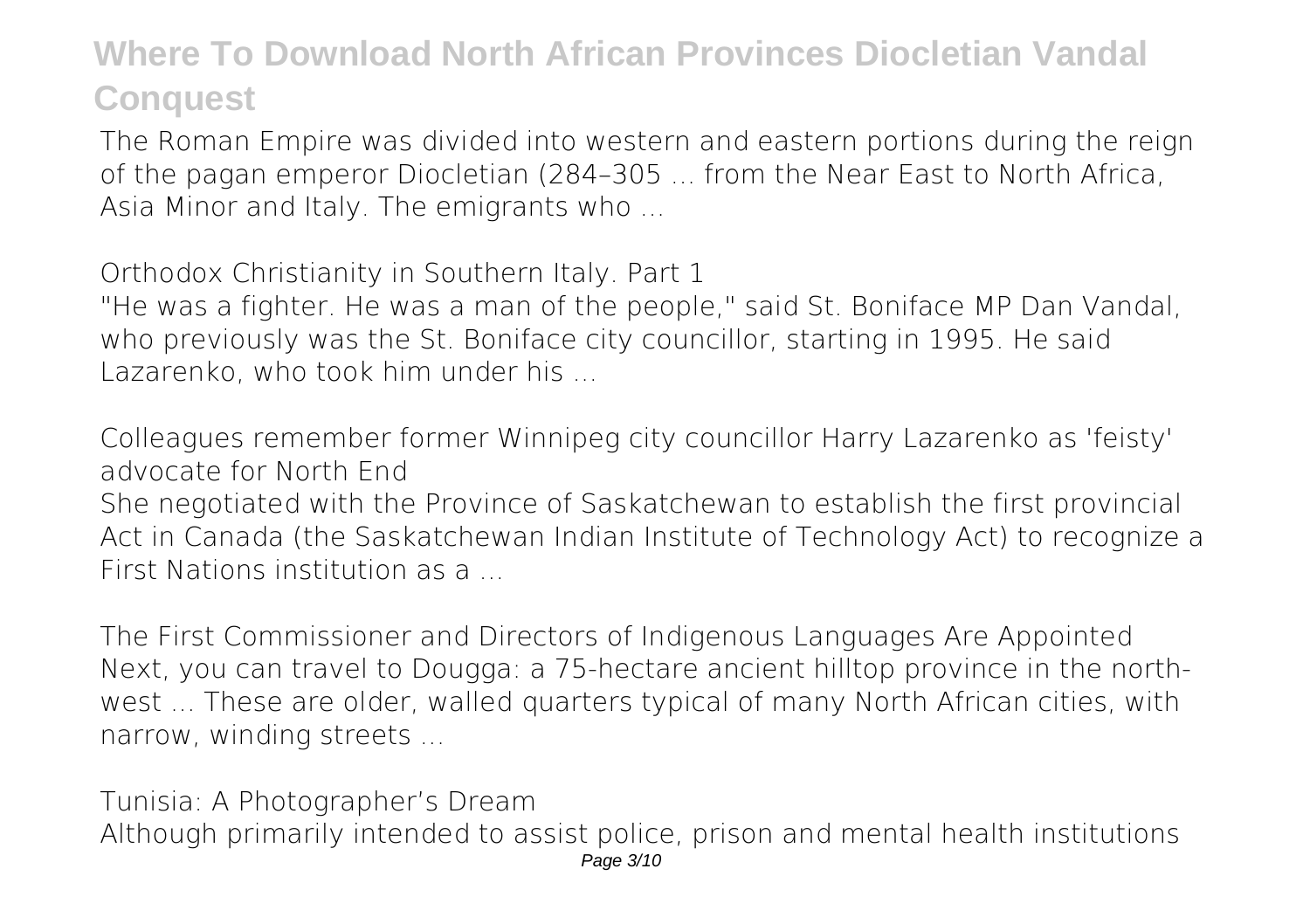# Where To Download North African Provinces Diocletian Vandal Conquest

The Roman Empire was divided into western and eastern portions during the reign of the pagan emperor Diocletian (284–305 ... from the Near East to North Africa, Asia Minor and Italy. The emigrants who ...

**Orthodox Christianity in Southern Italy. Part 1**

"He was a fighter. He was a man of the people," said St. Boniface MP Dan Vandal, who previously was the St. Boniface city councillor, starting in 1995. He said Lazarenko, who took him under his ...

**Colleagues remember former Winnipeg city councillor Harry Lazarenko as 'feisty' advocate for North End**

She negotiated with the Province of Saskatchewan to establish the first provincial Act in Canada (the Saskatchewan Indian Institute of Technology Act) to recognize a First Nations institution as a ...

**The First Commissioner and Directors of Indigenous Languages Are Appointed**

Next, you can travel to Dougga: a 75-hectare ancient hilltop province in the north-west ... These are older, walled quarters typical of many North African cities, with narrow, winding streets ...

**Tunisia: A Photographer's Dream**

Although primarily intended to assist police, prison and mental health institutions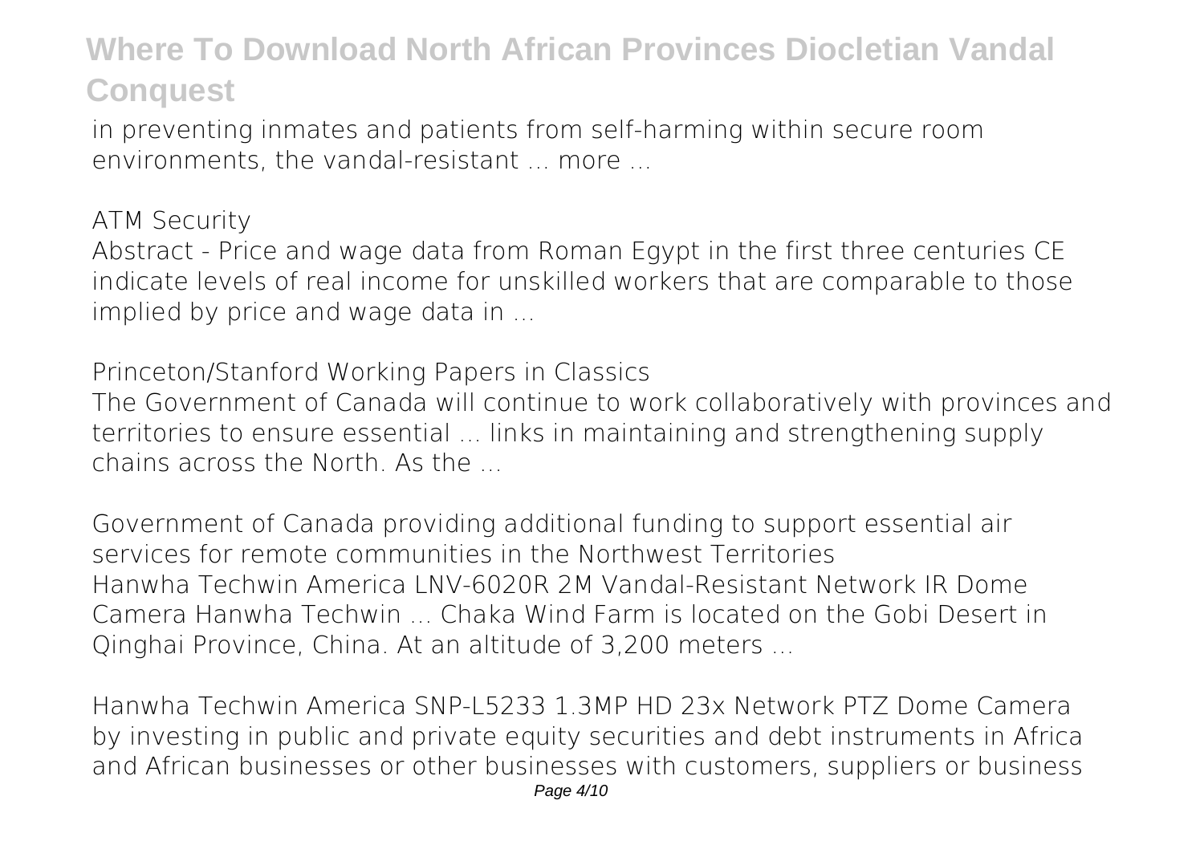in preventing inmates and patients from self-harming within secure room environments, the vandal-resistant ... more ...

**ATM Security**

Abstract - Price and wage data from Roman Egypt in the first three centuries CE indicate levels of real income for unskilled workers that are comparable to those implied by price and wage data in ...

**Princeton/Stanford Working Papers in Classics**

The Government of Canada will continue to work collaboratively with provinces and territories to ensure essential ... links in maintaining and strengthening supply chains across the North. As the ...

**Government of Canada providing additional funding to support essential air services for remote communities in the Northwest Territories**

Hanwha Techwin America LNV-6020R 2M Vandal-Resistant Network IR Dome Camera Hanwha Techwin ... Chaka Wind Farm is located on the Gobi Desert in Qinghai Province, China. At an altitude of 3,200 meters ...

**Hanwha Techwin America SNP-L5233 1.3MP HD 23x Network PTZ Dome Camera**

by investing in public and private equity securities and debt instruments in Africa and African businesses or other businesses with customers, suppliers or business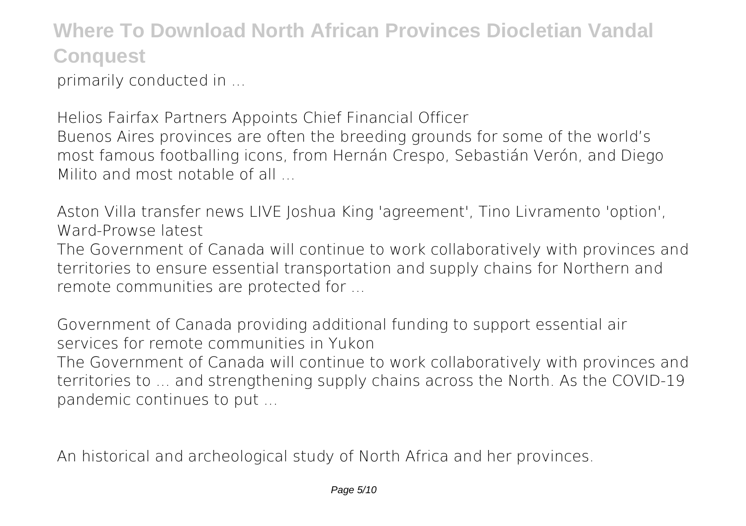primarily conducted in ...

*Helios Fairfax Partners Appoints Chief Financial Officer*

Buenos Aires provinces are often the breeding grounds for some of the world's most famous footballing icons, from Hernán Crespo, Sebastián Verón, and Diego Milito and most notable of all ...

*Aston Villa transfer news LIVE Joshua King 'agreement', Tino Livramento 'option', Ward-Prowse latest*

The Government of Canada will continue to work collaboratively with provinces and territories to ensure essential transportation and supply chains for Northern and remote communities are protected for ...

*Government of Canada providing additional funding to support essential air services for remote communities in Yukon*

The Government of Canada will continue to work collaboratively with provinces and territories to ... and strengthening supply chains across the North. As the COVID-19 pandemic continues to put ...

An historical and archeological study of North Africa and her provinces.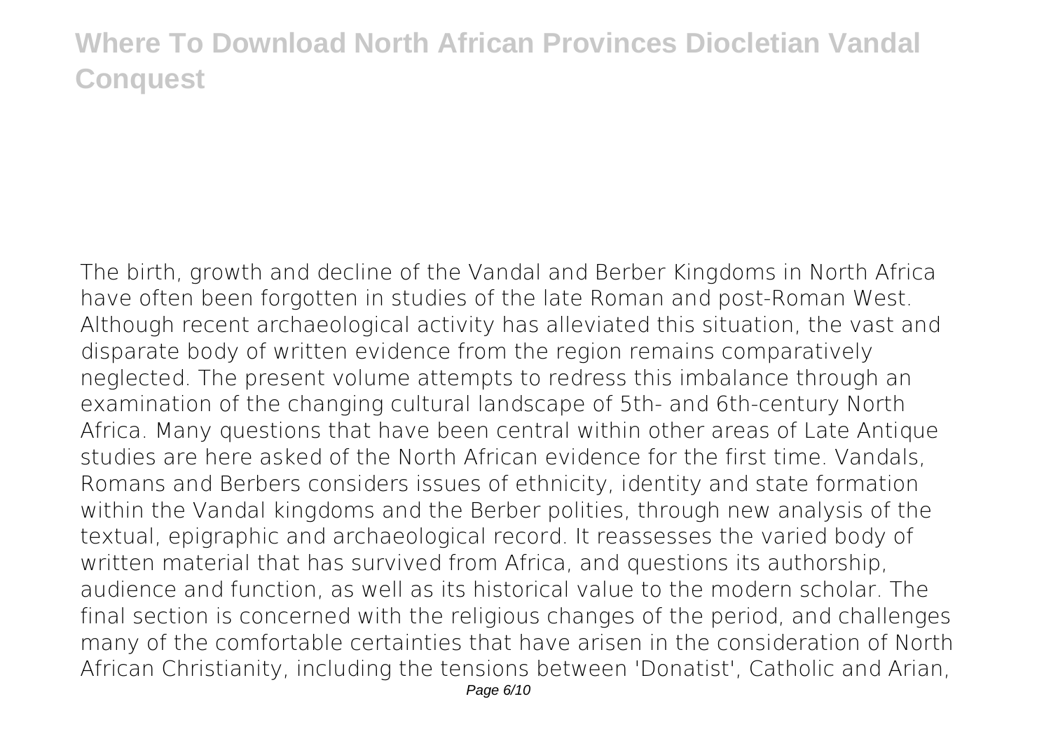The birth, growth and decline of the Vandal and Berber Kingdoms in North Africa have often been forgotten in studies of the late Roman and post-Roman West. Although recent archaeological activity has alleviated this situation, the vast and disparate body of written evidence from the region remains comparatively neglected. The present volume attempts to redress this imbalance through an examination of the changing cultural landscape of 5th- and 6th-century North Africa. Many questions that have been central within other areas of Late Antique studies are here asked of the North African evidence for the first time. Vandals, Romans and Berbers considers issues of ethnicity, identity and state formation within the Vandal kingdoms and the Berber polities, through new analysis of the textual, epigraphic and archaeological record. It reassesses the varied body of written material that has survived from Africa, and questions its authorship, audience and function, as well as its historical value to the modern scholar. The final section is concerned with the religious changes of the period, and challenges many of the comfortable certainties that have arisen in the consideration of North African Christianity, including the tensions between 'Donatist', Catholic and Arian,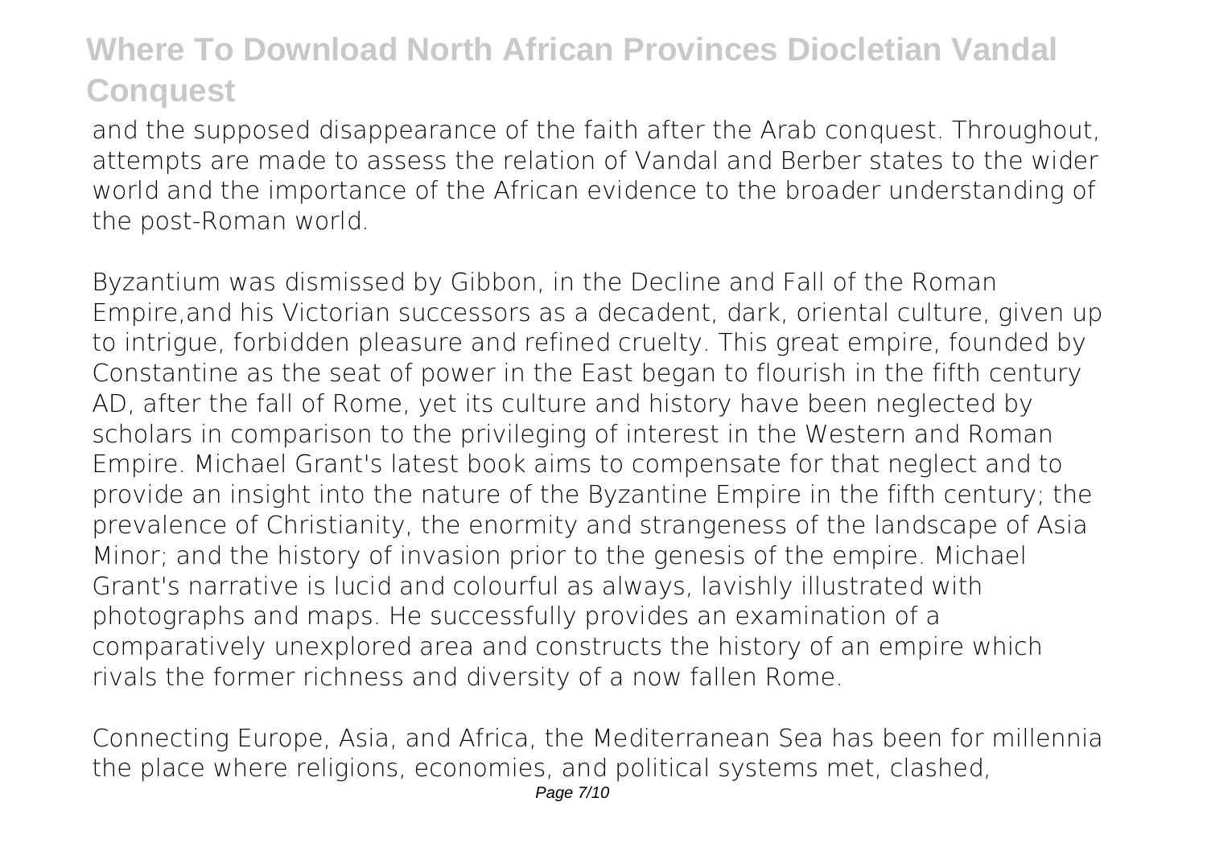and the supposed disappearance of the faith after the Arab conquest. Throughout, attempts are made to assess the relation of Vandal and Berber states to the wider world and the importance of the African evidence to the broader understanding of the post-Roman world.

Byzantium was dismissed by Gibbon, in the Decline and Fall of the Roman Empire,and his Victorian successors as a decadent, dark, oriental culture, given up to intrigue, forbidden pleasure and refined cruelty. This great empire, founded by Constantine as the seat of power in the East began to flourish in the fifth century AD, after the fall of Rome, yet its culture and history have been neglected by scholars in comparison to the privileging of interest in the Western and Roman Empire. Michael Grant's latest book aims to compensate for that neglect and to provide an insight into the nature of the Byzantine Empire in the fifth century; the prevalence of Christianity, the enormity and strangeness of the landscape of Asia Minor; and the history of invasion prior to the genesis of the empire. Michael Grant's narrative is lucid and colourful as always, lavishly illustrated with photographs and maps. He successfully provides an examination of a comparatively unexplored area and constructs the history of an empire which rivals the former richness and diversity of a now fallen Rome.

Connecting Europe, Asia, and Africa, the Mediterranean Sea has been for millennia the place where religions, economies, and political systems met, clashed,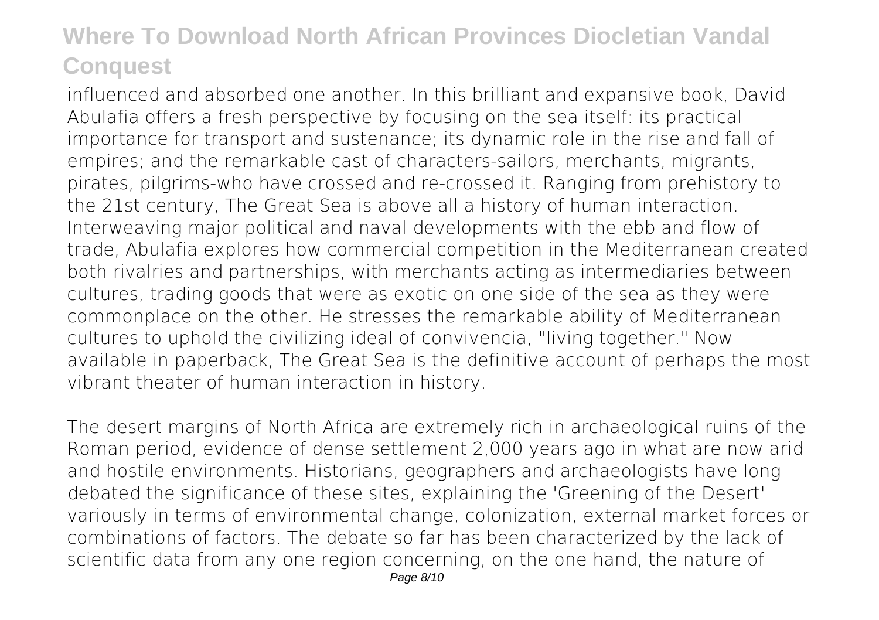influenced and absorbed one another. In this brilliant and expansive book, David Abulafia offers a fresh perspective by focusing on the sea itself: its practical importance for transport and sustenance; its dynamic role in the rise and fall of empires; and the remarkable cast of characters-sailors, merchants, migrants, pirates, pilgrims-who have crossed and re-crossed it. Ranging from prehistory to the 21st century, The Great Sea is above all a history of human interaction. Interweaving major political and naval developments with the ebb and flow of trade, Abulafia explores how commercial competition in the Mediterranean created both rivalries and partnerships, with merchants acting as intermediaries between cultures, trading goods that were as exotic on one side of the sea as they were commonplace on the other. He stresses the remarkable ability of Mediterranean cultures to uphold the civilizing ideal of convivencia, "living together." Now available in paperback, The Great Sea is the definitive account of perhaps the most vibrant theater of human interaction in history.

The desert margins of North Africa are extremely rich in archaeological ruins of the Roman period, evidence of dense settlement 2,000 years ago in what are now arid and hostile environments. Historians, geographers and archaeologists have long debated the significance of these sites, explaining the 'Greening of the Desert' variously in terms of environmental change, colonization, external market forces or combinations of factors. The debate so far has been characterized by the lack of scientific data from any one region concerning, on the one hand, the nature of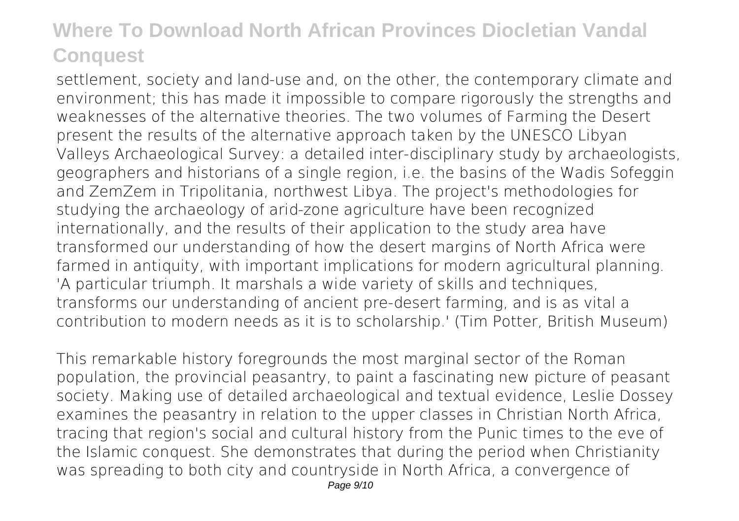settlement, society and land-use and, on the other, the contemporary climate and environment; this has made it impossible to compare rigorously the strengths and weaknesses of the alternative theories. The two volumes of Farming the Desert present the results of the alternative approach taken by the UNESCO Libyan Valleys Archaeological Survey: a detailed inter-disciplinary study by archaeologists, geographers and historians of a single region, i.e. the basins of the Wadis Sofeggin and ZemZem in Tripolitania, northwest Libya. The project's methodologies for studying the archaeology of arid-zone agriculture have been recognized internationally, and the results of their application to the study area have transformed our understanding of how the desert margins of North Africa were farmed in antiquity, with important implications for modern agricultural planning. 'A particular triumph. It marshals a wide variety of skills and techniques, transforms our understanding of ancient pre-desert farming, and is as vital a contribution to modern needs as it is to scholarship.' (Tim Potter, British Museum)

This remarkable history foregrounds the most marginal sector of the Roman population, the provincial peasantry, to paint a fascinating new picture of peasant society. Making use of detailed archaeological and textual evidence, Leslie Dossey examines the peasantry in relation to the upper classes in Christian North Africa, tracing that region's social and cultural history from the Punic times to the eve of the Islamic conquest. She demonstrates that during the period when Christianity was spreading to both city and countryside in North Africa, a convergence of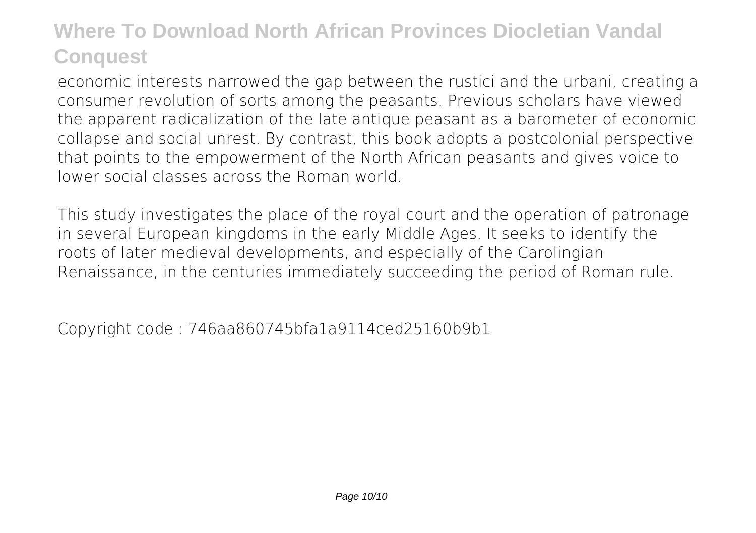economic interests narrowed the gap between the rustici and the urbani, creating a consumer revolution of sorts among the peasants. Previous scholars have viewed the apparent radicalization of the late antique peasant as a barometer of economic collapse and social unrest. By contrast, this book adopts a postcolonial perspective that points to the empowerment of the North African peasants and gives voice to lower social classes across the Roman world.

This study investigates the place of the royal court and the operation of patronage in several European kingdoms in the early Middle Ages. It seeks to identify the roots of later medieval developments, and especially of the Carolingian Renaissance, in the centuries immediately succeeding the period of Roman rule.

Copyright code : 746aa860745bfa1a9114ced25160b9b1